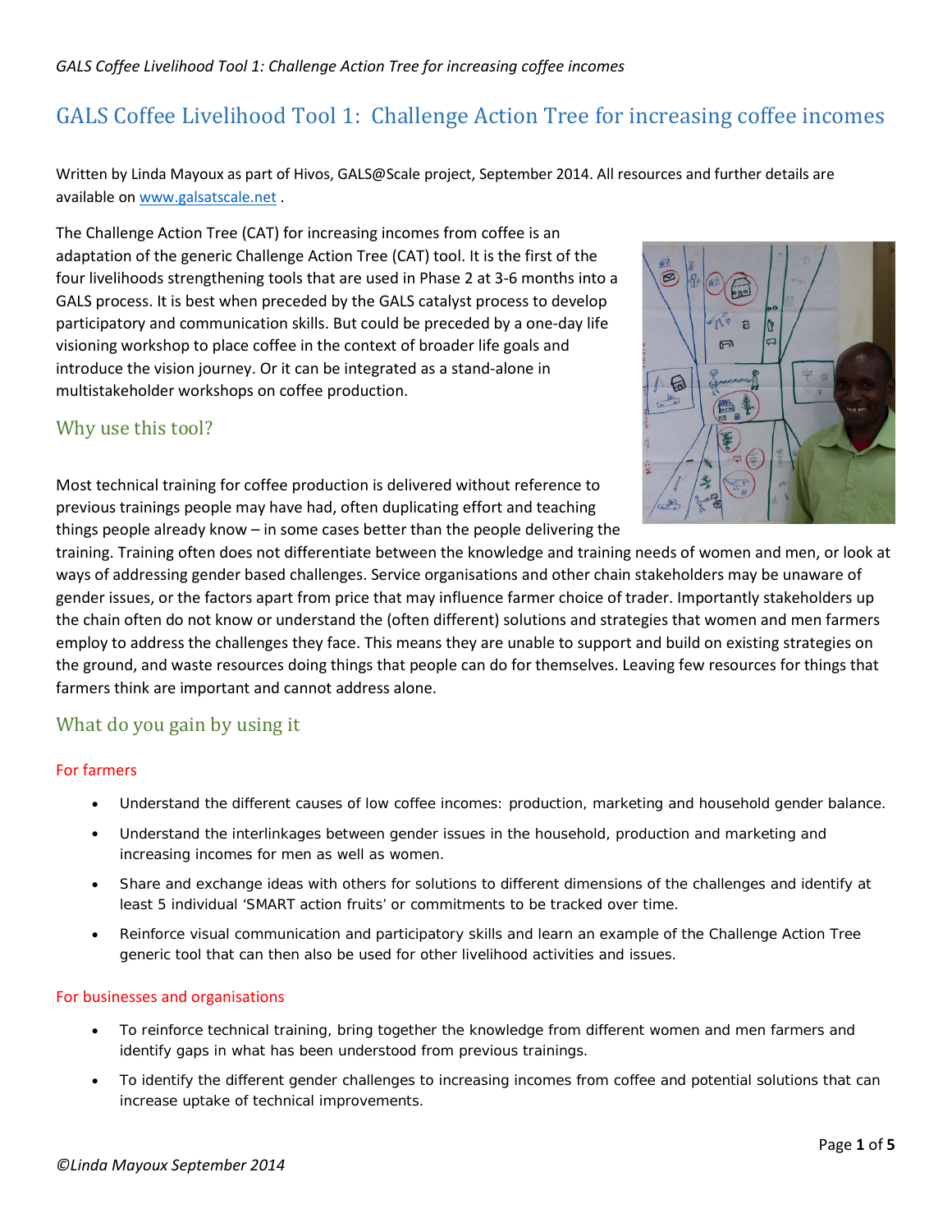# GALS Coffee Livelihood Tool 1: Challenge Action Tree for increasing coffee incomes

Written by Linda Mayoux as part of Hivos, GALS@Scale project, September 2014. All resources and further details are available on www.galsatscale.net .

The Challenge Action Tree (CAT) for increasing incomes from coffee is an adaptation of the generic Challenge Action Tree (CAT) tool. It is the first of the four livelihoods strengthening tools that are used in Phase 2 at 3-6 months into a GALS process. It is best when preceded by the GALS catalyst process to develop participatory and communication skills. But could be preceded by a one-day life visioning workshop to place coffee in the context of broader life goals and introduce the vision journey. Or it can be integrated as a stand-alone in multistakeholder workshops on coffee production.

## Why use this tool?

Most technical training for coffee production is delivered without reference to previous trainings people may have had, often duplicating effort and teaching things people already know – in some cases better than the people delivering the training. Training often does not differentiate between the knowledge and training needs of women and men, or look at ways of addressing gender based challenges. Service organisations and other chain stakeholders may be unaware of gender issues, or the factors apart from price that may influence farmer choice of trader. Importantly stakeholders up the chain often do not know or understand the (often different) solutions and strategies that women and men farmers employ to address the challenges they face. This means they are unable to support and build on existing strategies on the ground, and waste resources doing things that people can do for themselves. Leaving few resources for things that farmers think are important and cannot address alone.

## What do you gain by using it

### For farmers

- Understand the different causes of low coffee incomes: production, marketing and household gender balance.
- Understand the interlinkages between gender issues in the household, production and marketing and increasing incomes for men as well as women.
- Share and exchange ideas with others for solutions to different dimensions of the challenges and identify at least 5 individual 'SMART action fruits' or commitments to be tracked over time.
- Reinforce visual communication and participatory skills and learn an example of the Challenge Action Tree generic tool that can then also be used for other livelihood activities and issues.

### For businesses and organisations

- To reinforce technical training, bring together the knowledge from different women and men farmers and identify gaps in what has been understood from previous trainings.
- To identify the different gender challenges to increasing incomes from coffee and potential solutions that can increase uptake of technical improvements.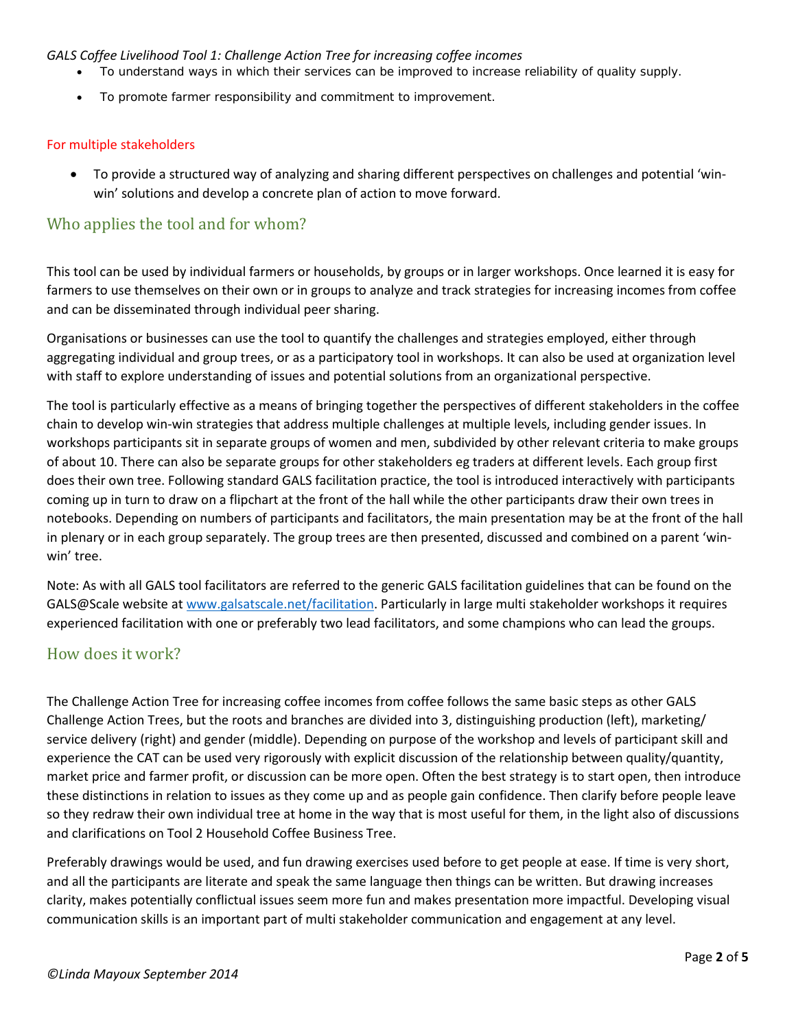- To understand ways in which their services can be improved to increase reliability of quality supply.
- To promote farmer responsibility and commitment to improvement.

#### For multiple stakeholders

- To provide a structured way of analyzing and sharing different perspectives on challenges and potential 'win-win' solutions and develop a concrete plan of action to move forward.

## Who applies the tool and for whom?

This tool can be used by individual farmers or households, by groups or in larger workshops. Once learned it is easy for farmers to use themselves on their own or in groups to analyze and track strategies for increasing incomes from coffee and can be disseminated through individual peer sharing.

Organisations or businesses can use the tool to quantify the challenges and strategies employed, either through aggregating individual and group trees, or as a participatory tool in workshops. It can also be used at organization level with staff to explore understanding of issues and potential solutions from an organizational perspective.

The tool is particularly effective as a means of bringing together the perspectives of different stakeholders in the coffee chain to develop win-win strategies that address multiple challenges at multiple levels, including gender issues. In workshops participants sit in separate groups of women and men, subdivided by other relevant criteria to make groups of about 10. There can also be separate groups for other stakeholders eg traders at different levels. Each group first does their own tree. Following standard GALS facilitation practice, the tool is introduced interactively with participants coming up in turn to draw on a flipchart at the front of the hall while the other participants draw their own trees in notebooks. Depending on numbers of participants and facilitators, the main presentation may be at the front of the hall in plenary or in each group separately. The group trees are then presented, discussed and combined on a parent 'win-win' tree.

Note: As with all GALS tool facilitators are referred to the generic GALS facilitation guidelines that can be found on the GALS@Scale website at [www.galsatscale.net/facilitation](www.galsatscale.net/facilitation). Particularly in large multi stakeholder workshops it requires experienced facilitation with one or preferably two lead facilitators, and some champions who can lead the groups.

## How does it work?

The Challenge Action Tree for increasing coffee incomes from coffee follows the same basic steps as other GALS Challenge Action Trees, but the roots and branches are divided into 3, distinguishing production (left), marketing/ service delivery (right) and gender (middle). Depending on purpose of the workshop and levels of participant skill and experience the CAT can be used very rigorously with explicit discussion of the relationship between quality/quantity, market price and farmer profit, or discussion can be more open. Often the best strategy is to start open, then introduce these distinctions in relation to issues as they come up and as people gain confidence. Then clarify before people leave so they redraw their own individual tree at home in the way that is most useful for them, in the light also of discussions and clarifications on Tool 2 Household Coffee Business Tree.

Preferably drawings would be used, and fun drawing exercises used before to get people at ease. If time is very short, and all the participants are literate and speak the same language then things can be written. But drawing increases clarity, makes potentially conflictual issues seem more fun and makes presentation more impactful. Developing visual communication skills is an important part of multi stakeholder communication and engagement at any level.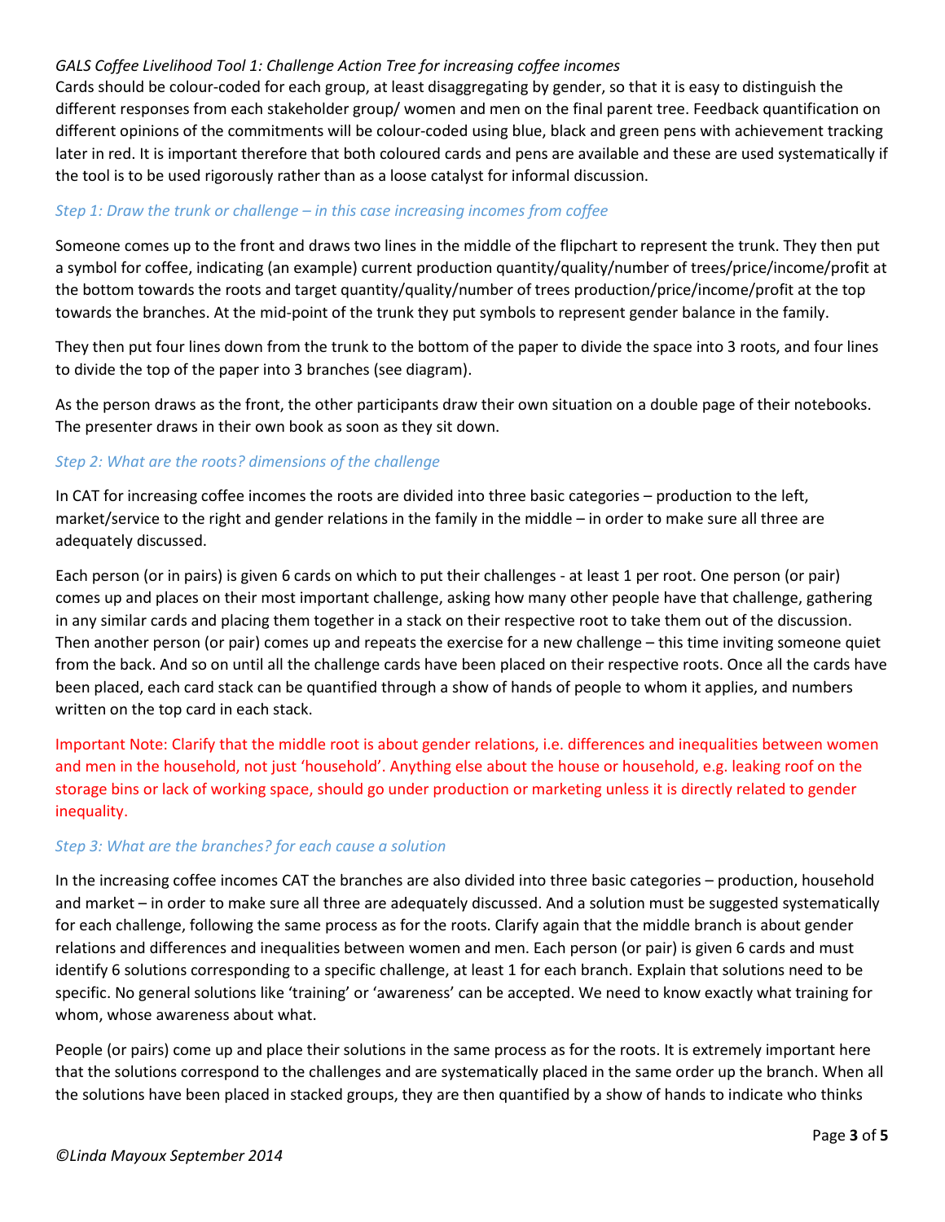*GALS Coffee Livelihood Tool 1: Challenge Action Tree for increasing coffee incomes*

Cards should be colour-coded for each group, at least disaggregating by gender, so that it is easy to distinguish the different responses from each stakeholder group/ women and men on the final parent tree. Feedback quantification on different opinions of the commitments will be colour-coded using blue, black and green pens with achievement tracking later in red. It is important therefore that both coloured cards and pens are available and these are used systematically if the tool is to be used rigorously rather than as a loose catalyst for informal discussion.

### *Step 1: Draw the trunk or challenge – in this case increasing incomes from coffee*

Someone comes up to the front and draws two lines in the middle of the flipchart to represent the trunk. They then put a symbol for coffee, indicating (an example) current production quantity/quality/number of trees/price/income/profit at the bottom towards the roots and target quantity/quality/number of trees production/price/income/profit at the top towards the branches. At the mid-point of the trunk they put symbols to represent gender balance in the family.

They then put four lines down from the trunk to the bottom of the paper to divide the space into 3 roots, and four lines to divide the top of the paper into 3 branches (see diagram).

As the person draws as the front, the other participants draw their own situation on a double page of their notebooks. The presenter draws in their own book as soon as they sit down.

### *Step 2: What are the roots? dimensions of the challenge*

In CAT for increasing coffee incomes the roots are divided into three basic categories – production to the left, market/service to the right and gender relations in the family in the middle – in order to make sure all three are adequately discussed.

Each person (or in pairs) is given 6 cards on which to put their challenges - at least 1 per root. One person (or pair) comes up and places on their most important challenge, asking how many other people have that challenge, gathering in any similar cards and placing them together in a stack on their respective root to take them out of the discussion. Then another person (or pair) comes up and repeats the exercise for a new challenge – this time inviting someone quiet from the back. And so on until all the challenge cards have been placed on their respective roots. Once all the cards have been placed, each card stack can be quantified through a show of hands of people to whom it applies, and numbers written on the top card in each stack.

Important Note: Clarify that the middle root is about gender relations, i.e. differences and inequalities between women and men in the household, not just 'household'. Anything else about the house or household, e.g. leaking roof on the storage bins or lack of working space, should go under production or marketing unless it is directly related to gender inequality.

### *Step 3: What are the branches? for each cause a solution*

In the increasing coffee incomes CAT the branches are also divided into three basic categories – production, household and market – in order to make sure all three are adequately discussed. And a solution must be suggested systematically for each challenge, following the same process as for the roots. Clarify again that the middle branch is about gender relations and differences and inequalities between women and men. Each person (or pair) is given 6 cards and must identify 6 solutions corresponding to a specific challenge, at least 1 for each branch. Explain that solutions need to be specific. No general solutions like 'training' or 'awareness' can be accepted. We need to know exactly what training for whom, whose awareness about what.

People (or pairs) come up and place their solutions in the same process as for the roots. It is extremely important here that the solutions correspond to the challenges and are systematically placed in the same order up the branch. When all the solutions have been placed in stacked groups, they are then quantified by a show of hands to indicate who thinks

*©Linda Mayoux September 2014*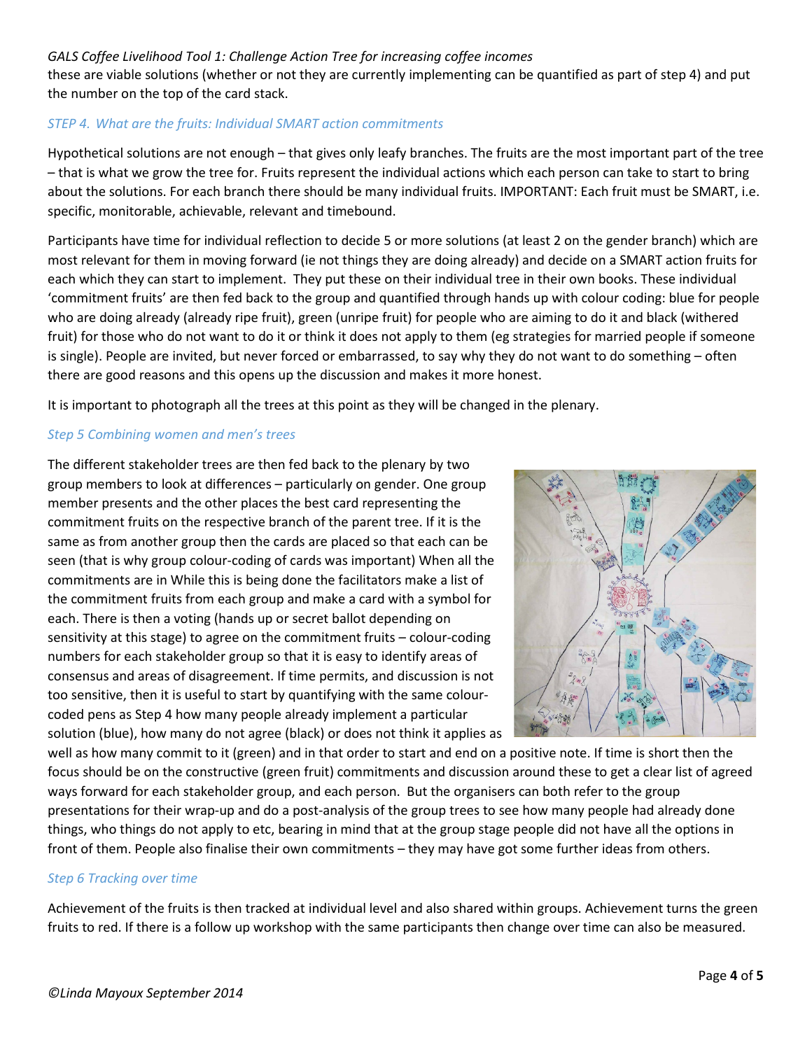these are viable solutions (whether or not they are currently implementing can be quantified as part of step 4) and put the number on the top of the card stack.

### *STEP 4. What are the fruits: Individual SMART action commitments*

Hypothetical solutions are not enough – that gives only leafy branches. The fruits are the most important part of the tree – that is what we grow the tree for. Fruits represent the individual actions which each person can take to start to bring about the solutions. For each branch there should be many individual fruits. IMPORTANT: Each fruit must be SMART, i.e. specific, monitorable, achievable, relevant and timebound.

Participants have time for individual reflection to decide 5 or more solutions (at least 2 on the gender branch) which are most relevant for them in moving forward (ie not things they are doing already) and decide on a SMART action fruits for each which they can start to implement. They put these on their individual tree in their own books. These individual 'commitment fruits' are then fed back to the group and quantified through hands up with colour coding: blue for people who are doing already (already ripe fruit), green (unripe fruit) for people who are aiming to do it and black (withered fruit) for those who do not want to do it or think it does not apply to them (eg strategies for married people if someone is single). People are invited, but never forced or embarrassed, to say why they do not want to do something – often there are good reasons and this opens up the discussion and makes it more honest.

It is important to photograph all the trees at this point as they will be changed in the plenary.

### *Step 5 Combining women and men's trees*

The different stakeholder trees are then fed back to the plenary by two group members to look at differences – particularly on gender. One group member presents and the other places the best card representing the commitment fruits on the respective branch of the parent tree. If it is the same as from another group then the cards are placed so that each can be seen (that is why group colour-coding of cards was important) When all the commitments are in While this is being done the facilitators make a list of the commitment fruits from each group and make a card with a symbol for each. There is then a voting (hands up or secret ballot depending on sensitivity at this stage) to agree on the commitment fruits – colour-coding numbers for each stakeholder group so that it is easy to identify areas of consensus and areas of disagreement. If time permits, and discussion is not too sensitive, then it is useful to start by quantifying with the same colour-coded pens as Step 4 how many people already implement a particular solution (blue), how many do not agree (black) or does not think it applies as well as how many commit to it (green) and in that order to start and end on a positive note. If time is short then the focus should be on the constructive (green fruit) commitments and discussion around these to get a clear list of agreed ways forward for each stakeholder group, and each person. But the organisers can both refer to the group presentations for their wrap-up and do a post-analysis of the group trees to see how many people had already done things, who things do not apply to etc, bearing in mind that at the group stage people did not have all the options in front of them. People also finalise their own commitments – they may have got some further ideas from others.

### *Step 6 Tracking over time*

Achievement of the fruits is then tracked at individual level and also shared within groups. Achievement turns the green fruits to red. If there is a follow up workshop with the same participants then change over time can also be measured.